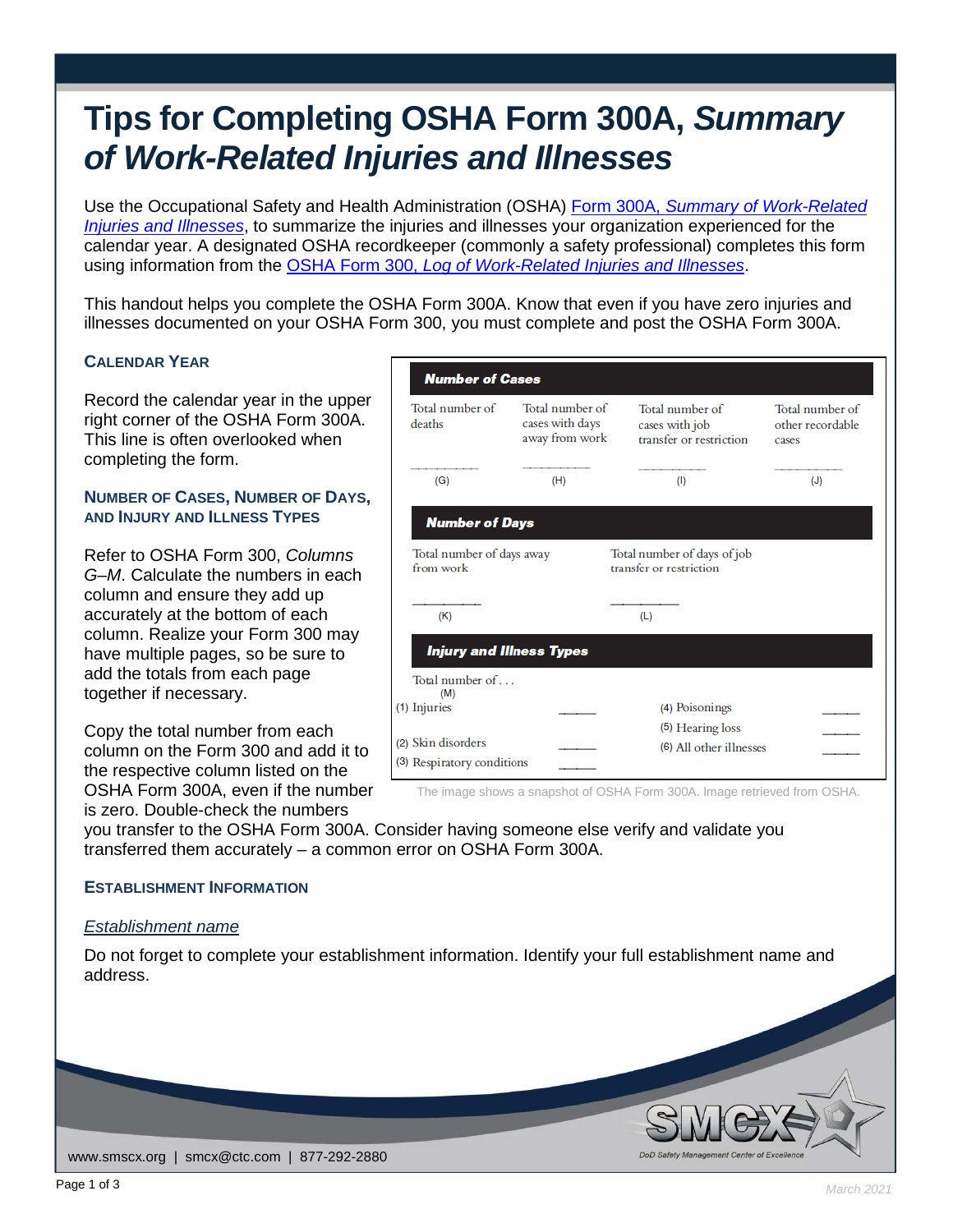# Tips for Completing OSHA Form 300A, *Summary of Work-Related Injuries and Illnesses*

Use the Occupational Safety and Health Administration (OSHA) Form 300A, *Summary of Work-Related Injuries and Illnesses*, to summarize the injuries and illnesses your organization experienced for the calendar year. A designated OSHA recordkeeper (commonly a safety professional) completes this form using information from the OSHA Form 300, *Log of Work-Related Injuries and Illnesses*.

This handout helps you complete the OSHA Form 300A. Know that even if you have zero injuries and illnesses documented on your OSHA Form 300, you must complete and post the OSHA Form 300A.

## Calendar Year

Record the calendar year in the upper right corner of the OSHA Form 300A. This line is often overlooked when completing the form.

## Number of Cases, Number of Days, and Injury and Illness Types

Refer to OSHA Form 300, *Columns G–M*. Calculate the numbers in each column and ensure they add up accurately at the bottom of each column. Realize your Form 300 may have multiple pages, so be sure to add the totals from each page together if necessary.

Copy the total number from each column on the Form 300 and add it to the respective column listed on the OSHA Form 300A, even if the number is zero. Double-check the numbers you transfer to the OSHA Form 300A. Consider having someone else verify and validate you transferred them accurately – a common error on OSHA Form 300A.

**Number of Cases**

| Total number of deaths | Total number of cases with days away from work | Total number of cases with job transfer or restriction | Total number of other recordable cases |
|---|---|---|---|
| ______ (G) | ______ (H) | ______ (I) | ______ (J) |

**Number of Days**

| Total number of days away from work | Total number of days of job transfer or restriction |
|---|---|
| ______ (K) | ______ (L) |

**Injury and Illness Types**

Total number of . . . (M)

| | | | |
|---|---|---|---|
| (1) Injuries | ______ | (4) Poisonings | ______ |
| | | (5) Hearing loss | ______ |
| (2) Skin disorders | ______ | (6) All other illnesses | ______ |
| (3) Respiratory conditions | ______ | | |

The image shows a snapshot of OSHA Form 300A. Image retrieved from OSHA.

## Establishment Information

### *Establishment name*

Do not forget to complete your establishment information. Identify your full establishment name and address.

www.smscx.org | smcx@ctc.com | 877-292-2880

DoD Safety Management Center of Excellence

March 2021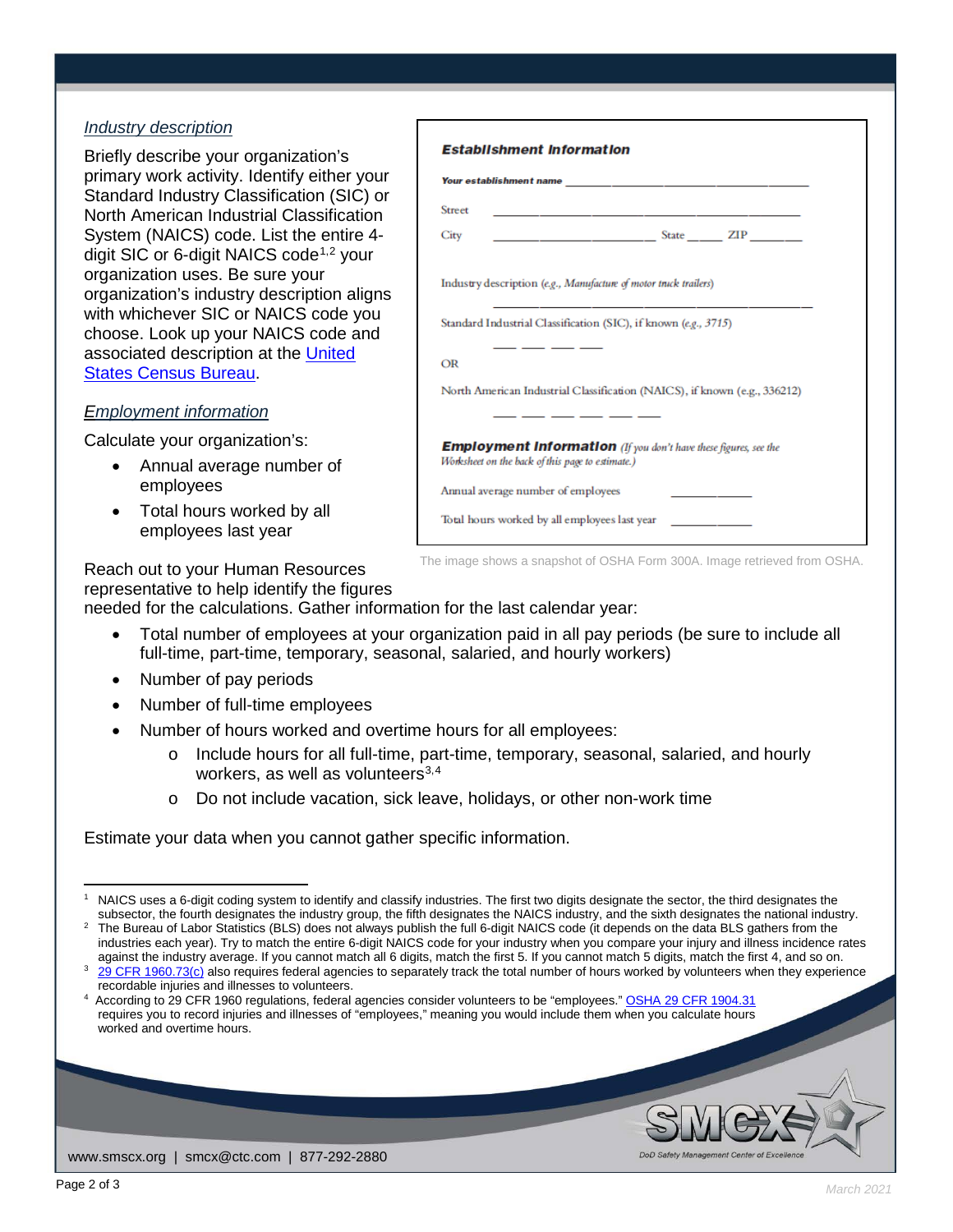*Industry description*

Briefly describe your organization's primary work activity. Identify either your Standard Industry Classification (SIC) or North American Industrial Classification System (NAICS) code. List the entire 4-digit SIC or 6-digit NAICS code[1,2] your organization uses. Be sure your organization's industry description aligns with whichever SIC or NAICS code you choose. Look up your NAICS code and associated description at the United States Census Bureau.

**Establishment Information**

**Your establishment name** \_\_\_\_\_\_\_\_\_\_\_\_\_\_\_\_\_\_\_\_\_\_\_\_\_\_\_\_\_\_

Street \_\_\_\_\_\_\_\_\_\_\_\_\_\_\_\_\_\_\_\_\_\_\_\_\_\_\_\_\_\_

City \_\_\_\_\_\_\_\_\_\_\_\_\_\_\_\_\_\_\_\_ State \_\_\_\_\_ ZIP \_\_\_\_\_\_\_

Industry description (*e.g., Manufacture of motor truck trailers*)

\_\_\_\_\_\_\_\_\_\_\_\_\_\_\_\_\_\_\_\_\_\_\_\_\_\_\_\_\_\_

Standard Industrial Classification (SIC), if known (*e.g., 3715*)

\_\_\_ \_\_\_ \_\_\_ \_\_\_

OR

North American Industrial Classification (NAICS), if known (e.g., 336212)

\_\_\_ \_\_\_ \_\_\_ \_\_\_ \_\_\_ \_\_\_

**Employment Information** (*If you don't have these figures, see the Worksheet on the back of this page to estimate.*)

Annual average number of employees \_\_\_\_\_\_\_\_\_\_\_

Total hours worked by all employees last year \_\_\_\_\_\_\_\_\_\_\_

The image shows a snapshot of OSHA Form 300A. Image retrieved from OSHA.

*Employment information*

Calculate your organization's:

- Annual average number of employees
- Total hours worked by all employees last year

Reach out to your Human Resources representative to help identify the figures needed for the calculations. Gather information for the last calendar year:

- Total number of employees at your organization paid in all pay periods (be sure to include all full-time, part-time, temporary, seasonal, salaried, and hourly workers)
- Number of pay periods
- Number of full-time employees
- Number of hours worked and overtime hours for all employees:
  - Include hours for all full-time, part-time, temporary, seasonal, salaried, and hourly workers, as well as volunteers[3,4]
  - Do not include vacation, sick leave, holidays, or other non-work time

Estimate your data when you cannot gather specific information.

---

[1] NAICS uses a 6-digit coding system to identify and classify industries. The first two digits designate the sector, the third designates the subsector, the fourth designates the industry group, the fifth designates the NAICS industry, and the sixth designates the national industry.

[2] The Bureau of Labor Statistics (BLS) does not always publish the full 6-digit NAICS code (it depends on the data BLS gathers from the industries each year). Try to match the entire 6-digit NAICS code for your industry when you compare your injury and illness incidence rates against the industry average. If you cannot match all 6 digits, match the first 5. If you cannot match 5 digits, match the first 4, and so on.

[3] 29 CFR 1960.73(c) also requires federal agencies to separately track the total number of hours worked by volunteers when they experience recordable injuries and illnesses to volunteers.

[4] According to 29 CFR 1960 regulations, federal agencies consider volunteers to be "employees." OSHA 29 CFR 1904.31 requires you to record injuries and illnesses of "employees," meaning you would include them when you calculate hours worked and overtime hours.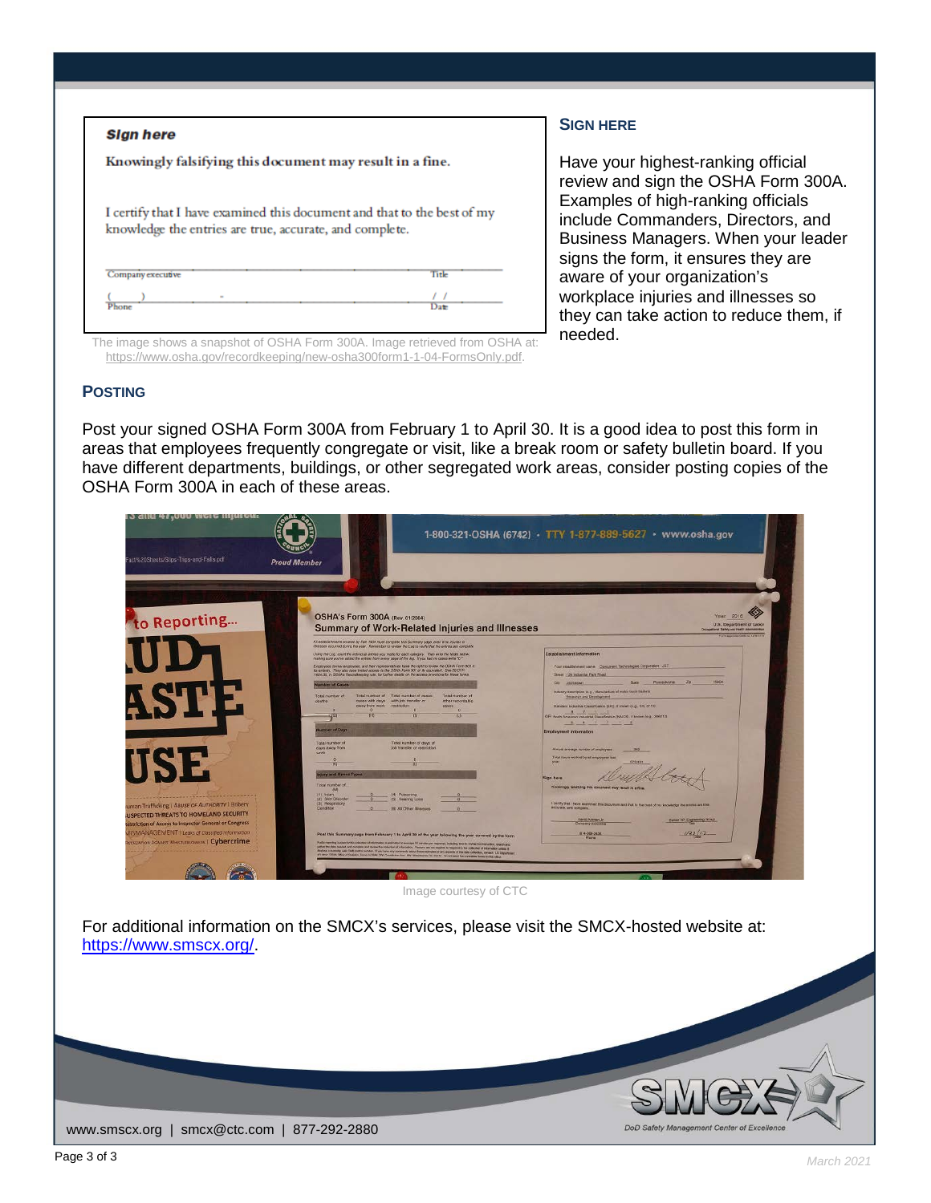**Sign here**

Knowingly falsifying this document may result in a fine.

I certify that I have examined this document and that to the best of my knowledge the entries are true, accurate, and complete.

Company executive &emsp; Title

( ) - &emsp; / /

Phone &emsp; Date

The image shows a snapshot of OSHA Form 300A. Image retrieved from OSHA at: https://www.osha.gov/recordkeeping/new-osha300form1-1-04-FormsOnly.pdf.

## SIGN HERE

Have your highest-ranking official review and sign the OSHA Form 300A. Examples of high-ranking officials include Commanders, Directors, and Business Managers. When your leader signs the form, it ensures they are aware of your organization's workplace injuries and illnesses so they can take action to reduce them, if needed.

## POSTING

Post your signed OSHA Form 300A from February 1 to April 30. It is a good idea to post this form in areas that employees frequently congregate or visit, like a break room or safety bulletin board. If you have different departments, buildings, or other segregated work areas, consider posting copies of the OSHA Form 300A in each of these areas.

Image courtesy of CTC

For additional information on the SMCX's services, please visit the SMCX-hosted website at: https://www.smcsx.org/.

www.smcx.org | smcx@ctc.com | 877-292-2880

DoD Safety Management Center of Excellence

March 2021